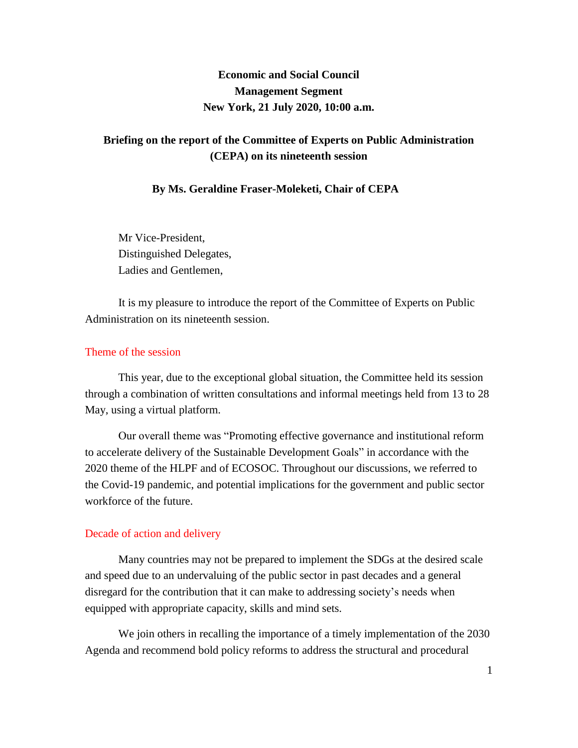**Economic and Social Council**
**Management Segment**
**New York, 21 July 2020, 10:00 a.m.**

# Briefing on the report of the Committee of Experts on Public Administration (CEPA) on its nineteenth session

**By Ms. Geraldine Fraser-Moleketi, Chair of CEPA**

Mr Vice-President,
Distinguished Delegates,
Ladies and Gentlemen,

It is my pleasure to introduce the report of the Committee of Experts on Public Administration on its nineteenth session.

## Theme of the session

This year, due to the exceptional global situation, the Committee held its session through a combination of written consultations and informal meetings held from 13 to 28 May, using a virtual platform.

Our overall theme was "Promoting effective governance and institutional reform to accelerate delivery of the Sustainable Development Goals" in accordance with the 2020 theme of the HLPF and of ECOSOC. Throughout our discussions, we referred to the Covid-19 pandemic, and potential implications for the government and public sector workforce of the future.

## Decade of action and delivery

Many countries may not be prepared to implement the SDGs at the desired scale and speed due to an undervaluing of the public sector in past decades and a general disregard for the contribution that it can make to addressing society's needs when equipped with appropriate capacity, skills and mind sets.

We join others in recalling the importance of a timely implementation of the 2030 Agenda and recommend bold policy reforms to address the structural and procedural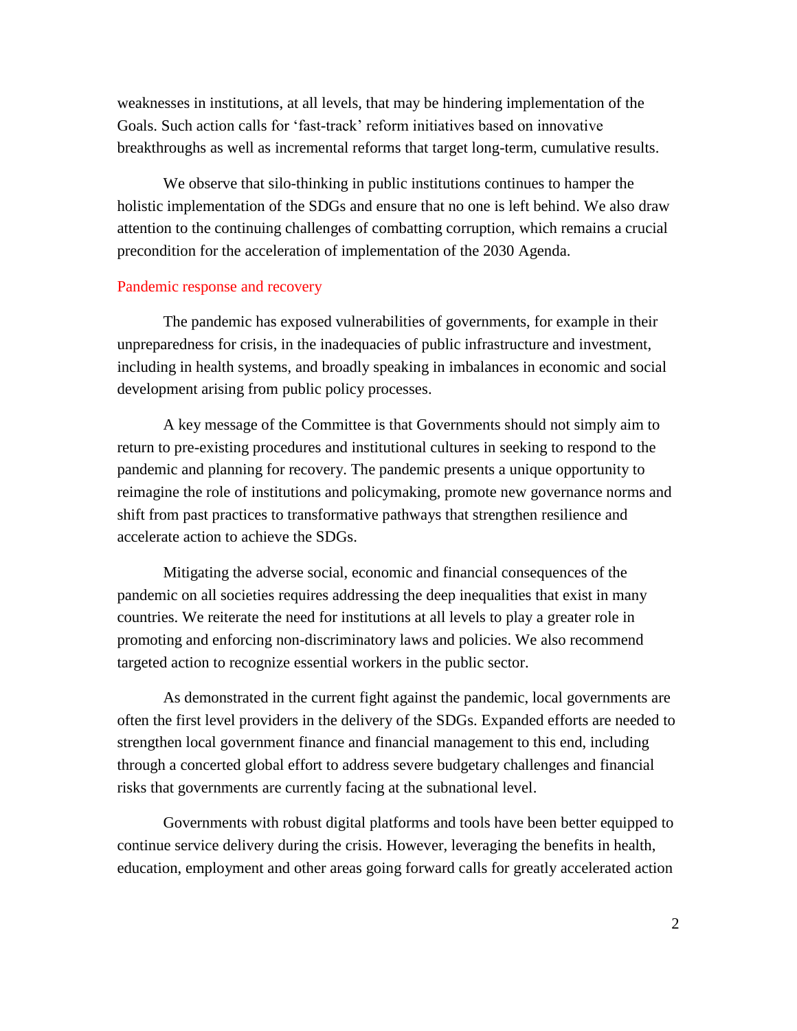weaknesses in institutions, at all levels, that may be hindering implementation of the Goals. Such action calls for 'fast-track' reform initiatives based on innovative breakthroughs as well as incremental reforms that target long-term, cumulative results.

We observe that silo-thinking in public institutions continues to hamper the holistic implementation of the SDGs and ensure that no one is left behind. We also draw attention to the continuing challenges of combatting corruption, which remains a crucial precondition for the acceleration of implementation of the 2030 Agenda.

## Pandemic response and recovery

The pandemic has exposed vulnerabilities of governments, for example in their unpreparedness for crisis, in the inadequacies of public infrastructure and investment, including in health systems, and broadly speaking in imbalances in economic and social development arising from public policy processes.

A key message of the Committee is that Governments should not simply aim to return to pre-existing procedures and institutional cultures in seeking to respond to the pandemic and planning for recovery. The pandemic presents a unique opportunity to reimagine the role of institutions and policymaking, promote new governance norms and shift from past practices to transformative pathways that strengthen resilience and accelerate action to achieve the SDGs.

Mitigating the adverse social, economic and financial consequences of the pandemic on all societies requires addressing the deep inequalities that exist in many countries. We reiterate the need for institutions at all levels to play a greater role in promoting and enforcing non-discriminatory laws and policies. We also recommend targeted action to recognize essential workers in the public sector.

As demonstrated in the current fight against the pandemic, local governments are often the first level providers in the delivery of the SDGs. Expanded efforts are needed to strengthen local government finance and financial management to this end, including through a concerted global effort to address severe budgetary challenges and financial risks that governments are currently facing at the subnational level.

Governments with robust digital platforms and tools have been better equipped to continue service delivery during the crisis. However, leveraging the benefits in health, education, employment and other areas going forward calls for greatly accelerated action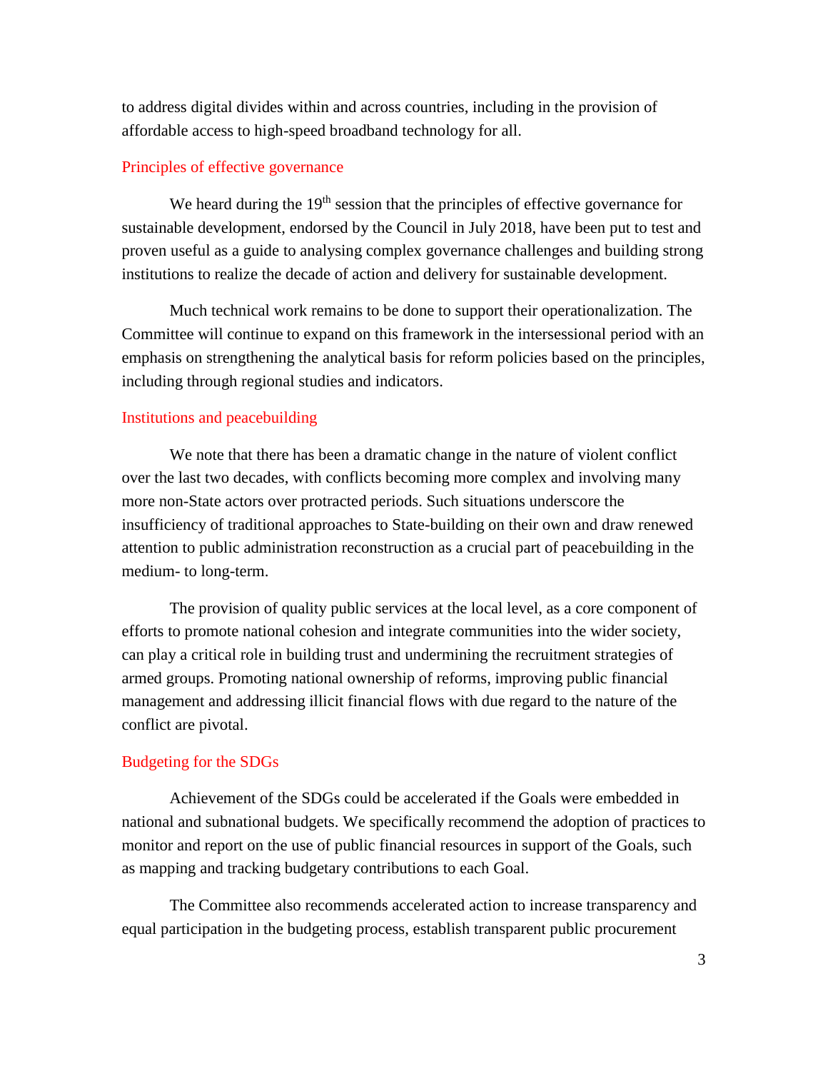to address digital divides within and across countries, including in the provision of affordable access to high-speed broadband technology for all.

## Principles of effective governance

We heard during the 19th session that the principles of effective governance for sustainable development, endorsed by the Council in July 2018, have been put to test and proven useful as a guide to analysing complex governance challenges and building strong institutions to realize the decade of action and delivery for sustainable development.

Much technical work remains to be done to support their operationalization. The Committee will continue to expand on this framework in the intersessional period with an emphasis on strengthening the analytical basis for reform policies based on the principles, including through regional studies and indicators.

## Institutions and peacebuilding

We note that there has been a dramatic change in the nature of violent conflict over the last two decades, with conflicts becoming more complex and involving many more non-State actors over protracted periods. Such situations underscore the insufficiency of traditional approaches to State-building on their own and draw renewed attention to public administration reconstruction as a crucial part of peacebuilding in the medium- to long-term.

The provision of quality public services at the local level, as a core component of efforts to promote national cohesion and integrate communities into the wider society, can play a critical role in building trust and undermining the recruitment strategies of armed groups. Promoting national ownership of reforms, improving public financial management and addressing illicit financial flows with due regard to the nature of the conflict are pivotal.

## Budgeting for the SDGs

Achievement of the SDGs could be accelerated if the Goals were embedded in national and subnational budgets. We specifically recommend the adoption of practices to monitor and report on the use of public financial resources in support of the Goals, such as mapping and tracking budgetary contributions to each Goal.

The Committee also recommends accelerated action to increase transparency and equal participation in the budgeting process, establish transparent public procurement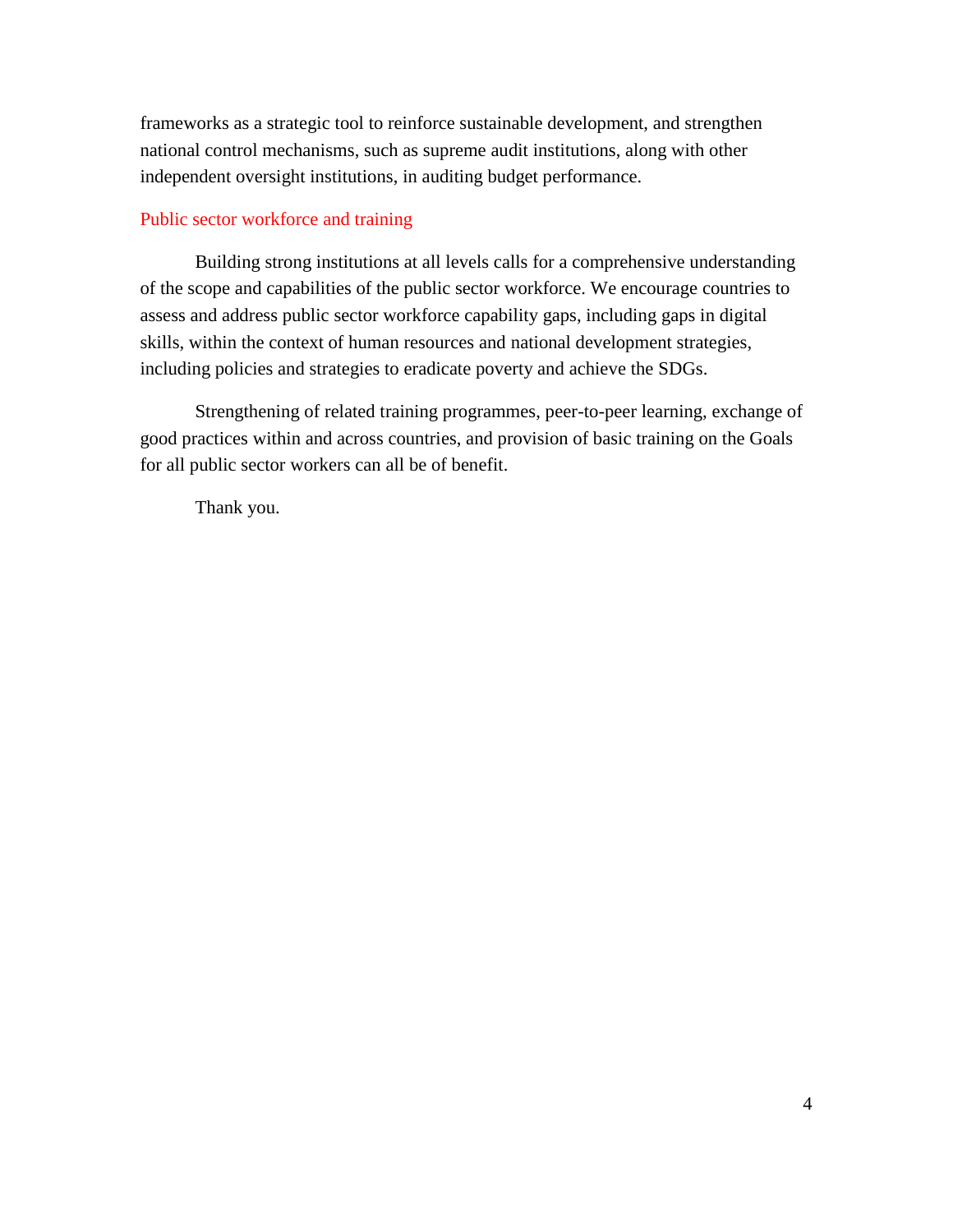frameworks as a strategic tool to reinforce sustainable development, and strengthen national control mechanisms, such as supreme audit institutions, along with other independent oversight institutions, in auditing budget performance.

## Public sector workforce and training

Building strong institutions at all levels calls for a comprehensive understanding of the scope and capabilities of the public sector workforce. We encourage countries to assess and address public sector workforce capability gaps, including gaps in digital skills, within the context of human resources and national development strategies, including policies and strategies to eradicate poverty and achieve the SDGs.

Strengthening of related training programmes, peer-to-peer learning, exchange of good practices within and across countries, and provision of basic training on the Goals for all public sector workers can all be of benefit.

Thank you.